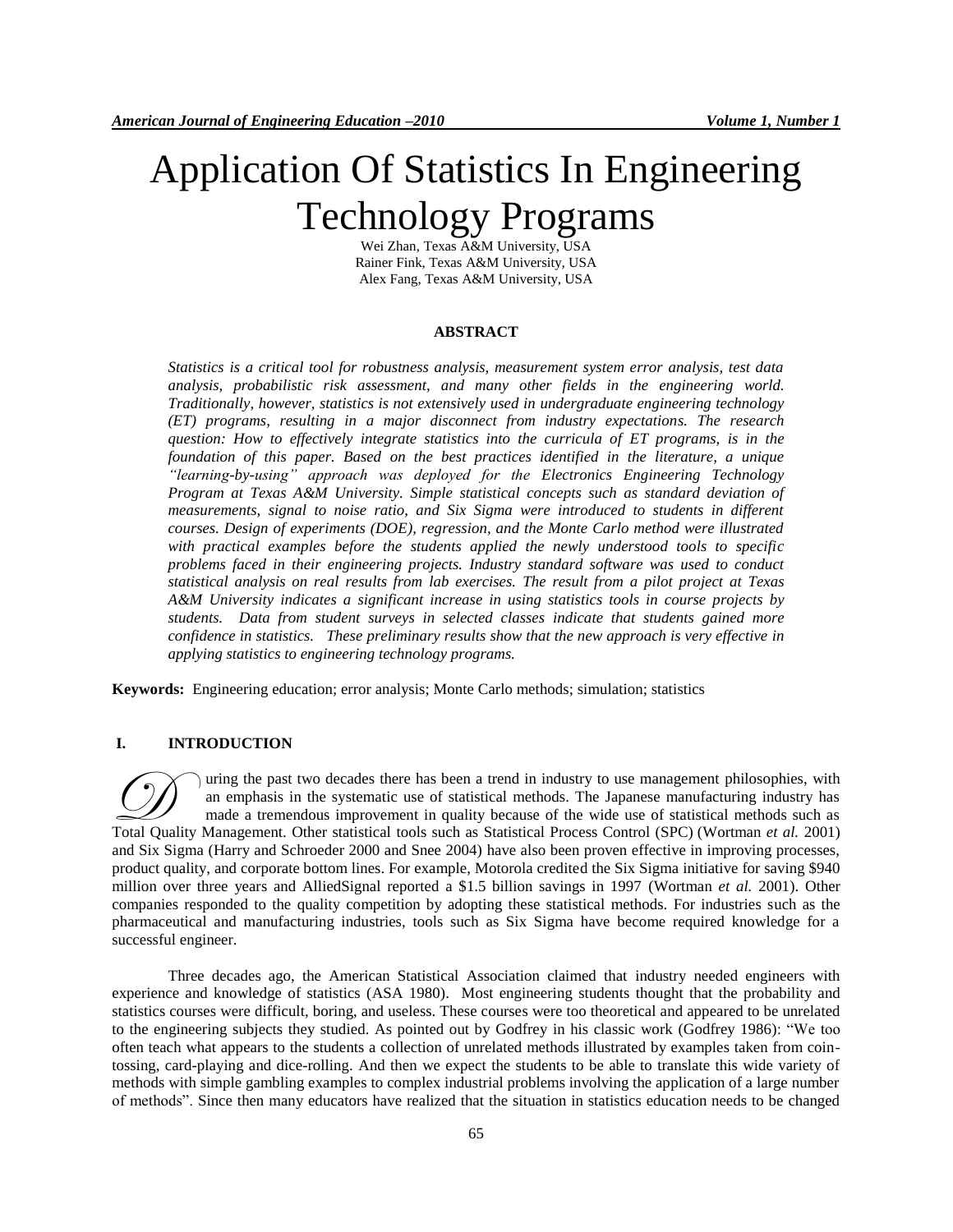# Application Of Statistics In Engineering Technology Programs

Wei Zhan, Texas A&M University, USA
Rainer Fink, Texas A&M University, USA
Alex Fang, Texas A&M University, USA

## ABSTRACT

*Statistics is a critical tool for robustness analysis, measurement system error analysis, test data analysis, probabilistic risk assessment, and many other fields in the engineering world. Traditionally, however, statistics is not extensively used in undergraduate engineering technology (ET) programs, resulting in a major disconnect from industry expectations. The research question: How to effectively integrate statistics into the curricula of ET programs, is in the foundation of this paper. Based on the best practices identified in the literature, a unique "learning-by-using" approach was deployed for the Electronics Engineering Technology Program at Texas A&M University. Simple statistical concepts such as standard deviation of measurements, signal to noise ratio, and Six Sigma were introduced to students in different courses. Design of experiments (DOE), regression, and the Monte Carlo method were illustrated with practical examples before the students applied the newly understood tools to specific problems faced in their engineering projects. Industry standard software was used to conduct statistical analysis on real results from lab exercises. The result from a pilot project at Texas A&M University indicates a significant increase in using statistics tools in course projects by students. Data from student surveys in selected classes indicate that students gained more confidence in statistics. These preliminary results show that the new approach is very effective in applying statistics to engineering technology programs.*

**Keywords:** Engineering education; error analysis; Monte Carlo methods; simulation; statistics

## I. INTRODUCTION

During the past two decades there has been a trend in industry to use management philosophies, with an emphasis in the systematic use of statistical methods. The Japanese manufacturing industry has made a tremendous improvement in quality because of the wide use of statistical methods such as Total Quality Management. Other statistical tools such as Statistical Process Control (SPC) (Wortman *et al.* 2001) and Six Sigma (Harry and Schroeder 2000 and Snee 2004) have also been proven effective in improving processes, product quality, and corporate bottom lines. For example, Motorola credited the Six Sigma initiative for saving $940 million over three years and AlliedSignal reported a $1.5 billion savings in 1997 (Wortman *et al.* 2001). Other companies responded to the quality competition by adopting these statistical methods. For industries such as the pharmaceutical and manufacturing industries, tools such as Six Sigma have become required knowledge for a successful engineer.

Three decades ago, the American Statistical Association claimed that industry needed engineers with experience and knowledge of statistics (ASA 1980). Most engineering students thought that the probability and statistics courses were difficult, boring, and useless. These courses were too theoretical and appeared to be unrelated to the engineering subjects they studied. As pointed out by Godfrey in his classic work (Godfrey 1986): "We too often teach what appears to the students a collection of unrelated methods illustrated by examples taken from coin-tossing, card-playing and dice-rolling. And then we expect the students to be able to translate this wide variety of methods with simple gambling examples to complex industrial problems involving the application of a large number of methods". Since then many educators have realized that the situation in statistics education needs to be changed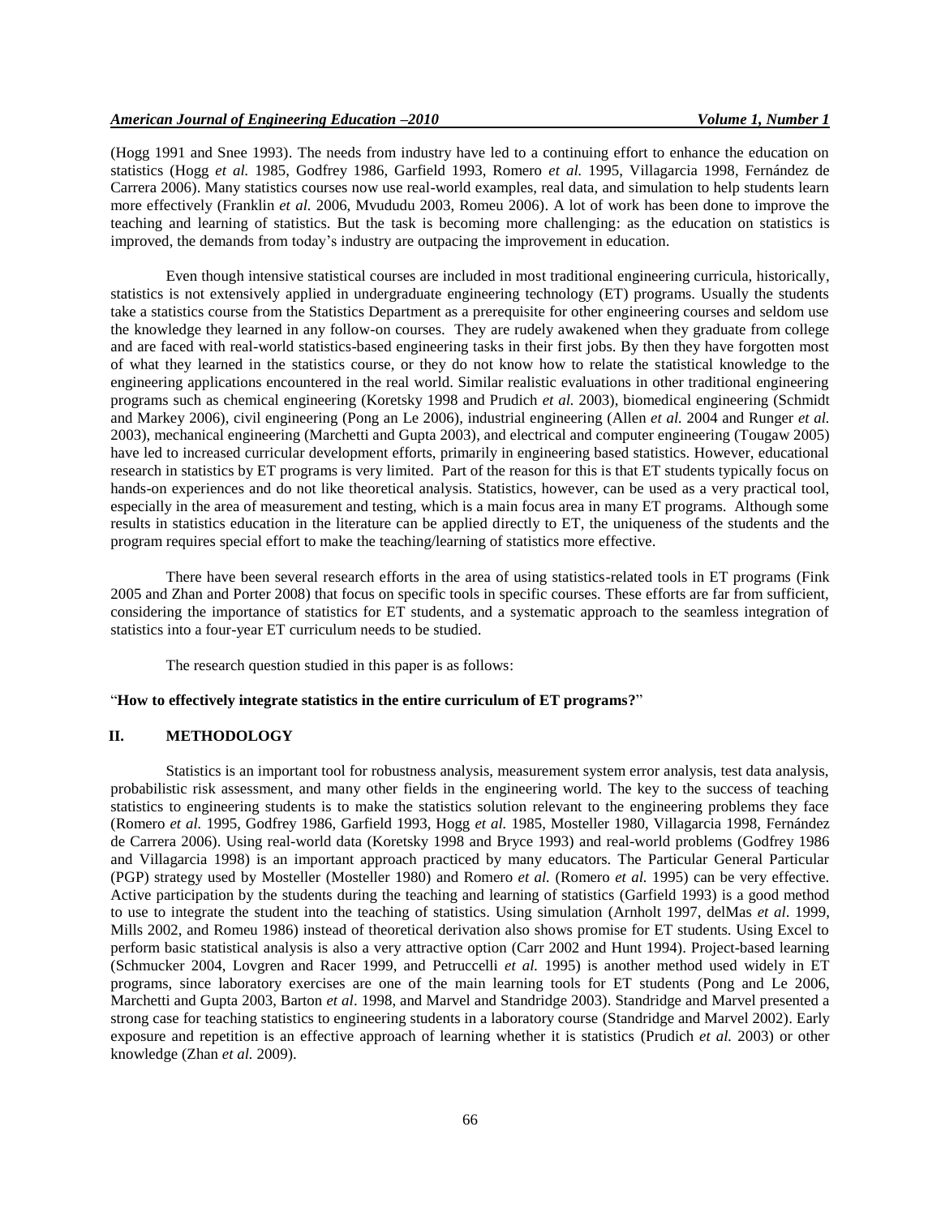(Hogg 1991 and Snee 1993). The needs from industry have led to a continuing effort to enhance the education on statistics (Hogg *et al.* 1985, Godfrey 1986, Garfield 1993, Romero *et al.* 1995, Villagarcia 1998, Fernández de Carrera 2006). Many statistics courses now use real-world examples, real data, and simulation to help students learn more effectively (Franklin *et al.* 2006, Mvududu 2003, Romeu 2006). A lot of work has been done to improve the teaching and learning of statistics. But the task is becoming more challenging: as the education on statistics is improved, the demands from today's industry are outpacing the improvement in education.

Even though intensive statistical courses are included in most traditional engineering curricula, historically, statistics is not extensively applied in undergraduate engineering technology (ET) programs. Usually the students take a statistics course from the Statistics Department as a prerequisite for other engineering courses and seldom use the knowledge they learned in any follow-on courses. They are rudely awakened when they graduate from college and are faced with real-world statistics-based engineering tasks in their first jobs. By then they have forgotten most of what they learned in the statistics course, or they do not know how to relate the statistical knowledge to the engineering applications encountered in the real world. Similar realistic evaluations in other traditional engineering programs such as chemical engineering (Koretsky 1998 and Prudich *et al.* 2003), biomedical engineering (Schmidt and Markey 2006), civil engineering (Pong an Le 2006), industrial engineering (Allen *et al.* 2004 and Runger *et al.* 2003), mechanical engineering (Marchetti and Gupta 2003), and electrical and computer engineering (Tougaw 2005) have led to increased curricular development efforts, primarily in engineering based statistics. However, educational research in statistics by ET programs is very limited. Part of the reason for this is that ET students typically focus on hands-on experiences and do not like theoretical analysis. Statistics, however, can be used as a very practical tool, especially in the area of measurement and testing, which is a main focus area in many ET programs. Although some results in statistics education in the literature can be applied directly to ET, the uniqueness of the students and the program requires special effort to make the teaching/learning of statistics more effective.

There have been several research efforts in the area of using statistics-related tools in ET programs (Fink 2005 and Zhan and Porter 2008) that focus on specific tools in specific courses. These efforts are far from sufficient, considering the importance of statistics for ET students, and a systematic approach to the seamless integration of statistics into a four-year ET curriculum needs to be studied.

The research question studied in this paper is as follows:

"**How to effectively integrate statistics in the entire curriculum of ET programs?**"

## II. METHODOLOGY

Statistics is an important tool for robustness analysis, measurement system error analysis, test data analysis, probabilistic risk assessment, and many other fields in the engineering world. The key to the success of teaching statistics to engineering students is to make the statistics solution relevant to the engineering problems they face (Romero *et al.* 1995, Godfrey 1986, Garfield 1993, Hogg *et al.* 1985, Mosteller 1980, Villagarcia 1998, Fernández de Carrera 2006). Using real-world data (Koretsky 1998 and Bryce 1993) and real-world problems (Godfrey 1986 and Villagarcia 1998) is an important approach practiced by many educators. The Particular General Particular (PGP) strategy used by Mosteller (Mosteller 1980) and Romero *et al.* (Romero *et al.* 1995) can be very effective. Active participation by the students during the teaching and learning of statistics (Garfield 1993) is a good method to use to integrate the student into the teaching of statistics. Using simulation (Arnholt 1997, delMas *et al*. 1999, Mills 2002, and Romeu 1986) instead of theoretical derivation also shows promise for ET students. Using Excel to perform basic statistical analysis is also a very attractive option (Carr 2002 and Hunt 1994). Project-based learning (Schmucker 2004, Lovgren and Racer 1999, and Petruccelli *et al.* 1995) is another method used widely in ET programs, since laboratory exercises are one of the main learning tools for ET students (Pong and Le 2006, Marchetti and Gupta 2003, Barton *et al*. 1998, and Marvel and Standridge 2003). Standridge and Marvel presented a strong case for teaching statistics to engineering students in a laboratory course (Standridge and Marvel 2002). Early exposure and repetition is an effective approach of learning whether it is statistics (Prudich *et al.* 2003) or other knowledge (Zhan *et al.* 2009).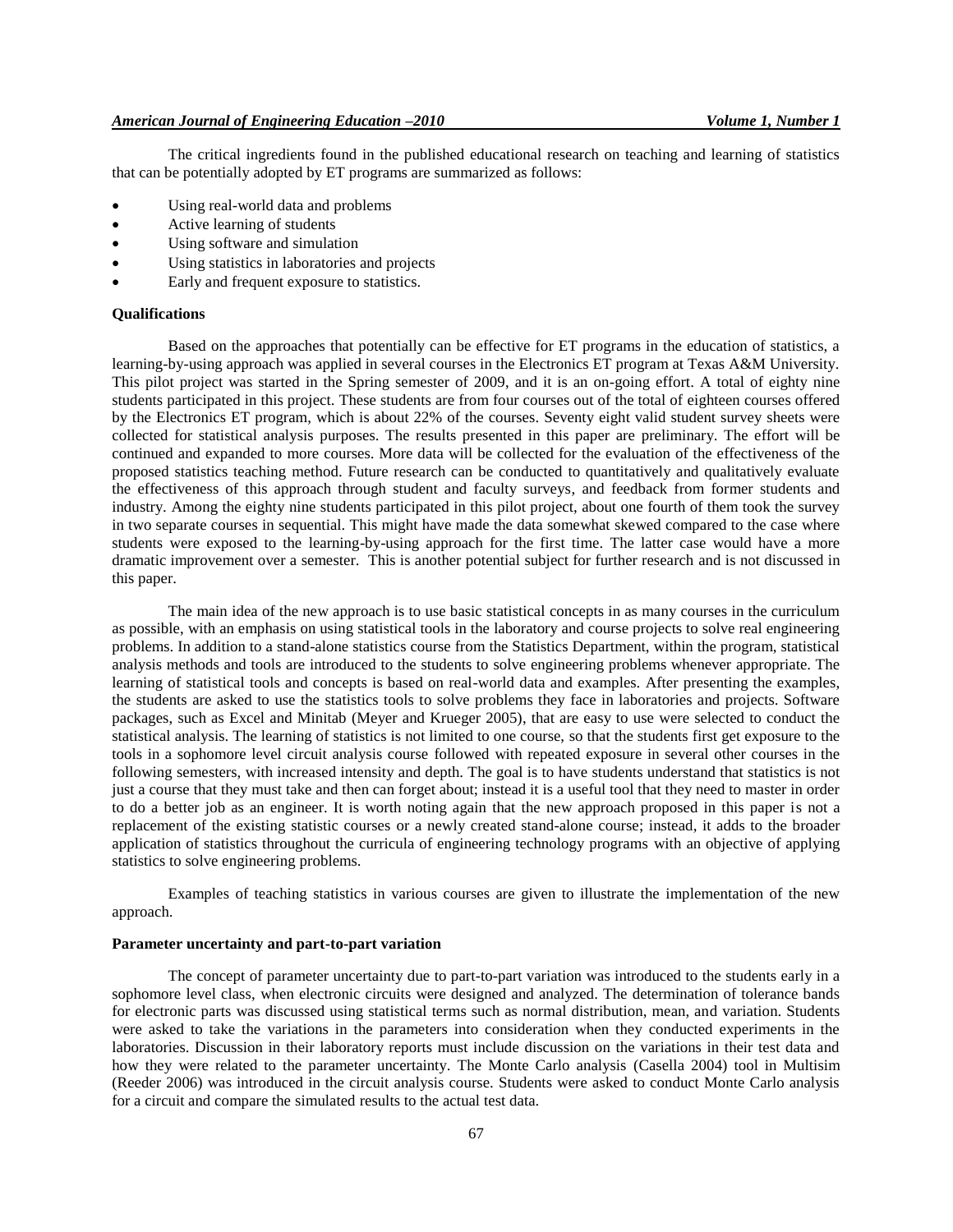The critical ingredients found in the published educational research on teaching and learning of statistics that can be potentially adopted by ET programs are summarized as follows:

- Using real-world data and problems
- Active learning of students
- Using software and simulation
- Using statistics in laboratories and projects
- Early and frequent exposure to statistics.

**Qualifications**

Based on the approaches that potentially can be effective for ET programs in the education of statistics, a learning-by-using approach was applied in several courses in the Electronics ET program at Texas A&M University. This pilot project was started in the Spring semester of 2009, and it is an on-going effort. A total of eighty nine students participated in this project. These students are from four courses out of the total of eighteen courses offered by the Electronics ET program, which is about 22% of the courses. Seventy eight valid student survey sheets were collected for statistical analysis purposes. The results presented in this paper are preliminary. The effort will be continued and expanded to more courses. More data will be collected for the evaluation of the effectiveness of the proposed statistics teaching method. Future research can be conducted to quantitatively and qualitatively evaluate the effectiveness of this approach through student and faculty surveys, and feedback from former students and industry. Among the eighty nine students participated in this pilot project, about one fourth of them took the survey in two separate courses in sequential. This might have made the data somewhat skewed compared to the case where students were exposed to the learning-by-using approach for the first time. The latter case would have a more dramatic improvement over a semester. This is another potential subject for further research and is not discussed in this paper.

The main idea of the new approach is to use basic statistical concepts in as many courses in the curriculum as possible, with an emphasis on using statistical tools in the laboratory and course projects to solve real engineering problems. In addition to a stand-alone statistics course from the Statistics Department, within the program, statistical analysis methods and tools are introduced to the students to solve engineering problems whenever appropriate. The learning of statistical tools and concepts is based on real-world data and examples. After presenting the examples, the students are asked to use the statistics tools to solve problems they face in laboratories and projects. Software packages, such as Excel and Minitab (Meyer and Krueger 2005), that are easy to use were selected to conduct the statistical analysis. The learning of statistics is not limited to one course, so that the students first get exposure to the tools in a sophomore level circuit analysis course followed with repeated exposure in several other courses in the following semesters, with increased intensity and depth. The goal is to have students understand that statistics is not just a course that they must take and then can forget about; instead it is a useful tool that they need to master in order to do a better job as an engineer. It is worth noting again that the new approach proposed in this paper is not a replacement of the existing statistic courses or a newly created stand-alone course; instead, it adds to the broader application of statistics throughout the curricula of engineering technology programs with an objective of applying statistics to solve engineering problems.

Examples of teaching statistics in various courses are given to illustrate the implementation of the new approach.

**Parameter uncertainty and part-to-part variation**

The concept of parameter uncertainty due to part-to-part variation was introduced to the students early in a sophomore level class, when electronic circuits were designed and analyzed. The determination of tolerance bands for electronic parts was discussed using statistical terms such as normal distribution, mean, and variation. Students were asked to take the variations in the parameters into consideration when they conducted experiments in the laboratories. Discussion in their laboratory reports must include discussion on the variations in their test data and how they were related to the parameter uncertainty. The Monte Carlo analysis (Casella 2004) tool in Multisim (Reeder 2006) was introduced in the circuit analysis course. Students were asked to conduct Monte Carlo analysis for a circuit and compare the simulated results to the actual test data.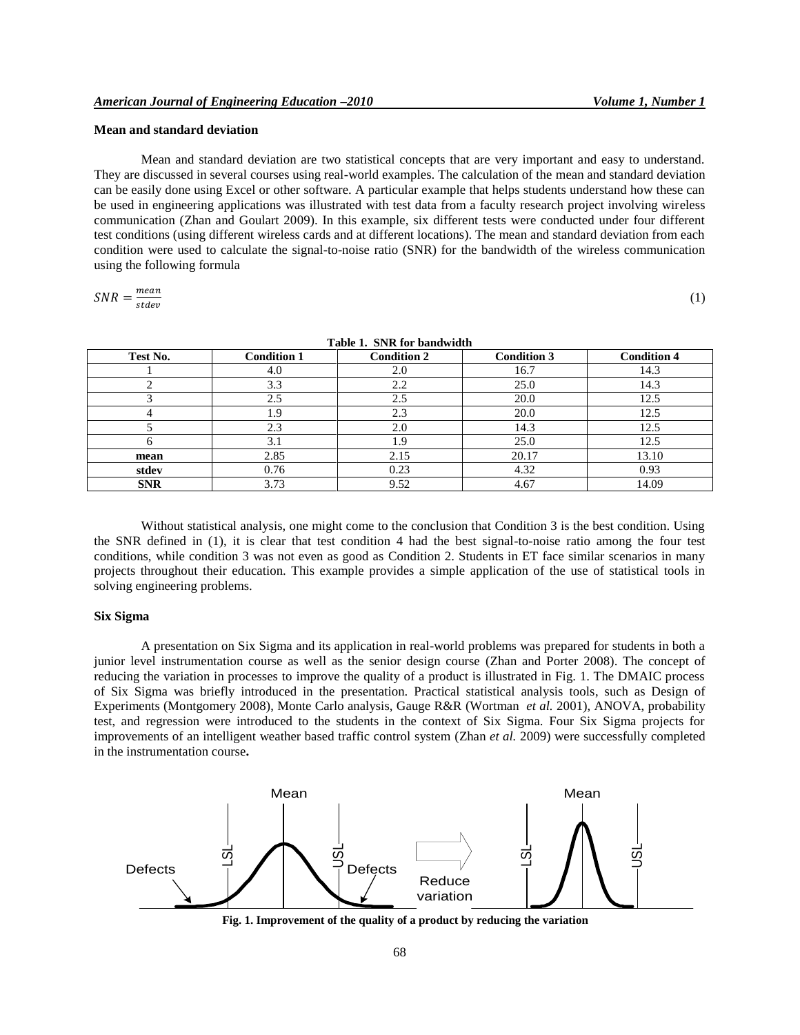### Mean and standard deviation

Mean and standard deviation are two statistical concepts that are very important and easy to understand. They are discussed in several courses using real-world examples. The calculation of the mean and standard deviation can be easily done using Excel or other software. A particular example that helps students understand how these can be used in engineering applications was illustrated with test data from a faculty research project involving wireless communication (Zhan and Goulart 2009). In this example, six different tests were conducted under four different test conditions (using different wireless cards and at different locations). The mean and standard deviation from each condition were used to calculate the signal-to-noise ratio (SNR) for the bandwidth of the wireless communication using the following formula

$$SNR = \frac{mean}{stdev} \tag{1}$$

**Table 1. SNR for bandwidth**

| Test No. | Condition 1 | Condition 2 | Condition 3 | Condition 4 |
|---|---|---|---|---|
| 1 | 4.0 | 2.0 | 16.7 | 14.3 |
| 2 | 3.3 | 2.2 | 25.0 | 14.3 |
| 3 | 2.5 | 2.5 | 20.0 | 12.5 |
| 4 | 1.9 | 2.3 | 20.0 | 12.5 |
| 5 | 2.3 | 2.0 | 14.3 | 12.5 |
| 6 | 3.1 | 1.9 | 25.0 | 12.5 |
| **mean** | 2.85 | 2.15 | 20.17 | 13.10 |
| **stdev** | 0.76 | 0.23 | 4.32 | 0.93 |
| **SNR** | 3.73 | 9.52 | 4.67 | 14.09 |

Without statistical analysis, one might come to the conclusion that Condition 3 is the best condition. Using the SNR defined in (1), it is clear that test condition 4 had the best signal-to-noise ratio among the four test conditions, while condition 3 was not even as good as Condition 2. Students in ET face similar scenarios in many projects throughout their education. This example provides a simple application of the use of statistical tools in solving engineering problems.

### Six Sigma

A presentation on Six Sigma and its application in real-world problems was prepared for students in both a junior level instrumentation course as well as the senior design course (Zhan and Porter 2008). The concept of reducing the variation in processes to improve the quality of a product is illustrated in Fig. 1. The DMAIC process of Six Sigma was briefly introduced in the presentation. Practical statistical analysis tools, such as Design of Experiments (Montgomery 2008), Monte Carlo analysis, Gauge R&R (Wortman *et al.* 2001), ANOVA, probability test, and regression were introduced to the students in the context of Six Sigma. Four Six Sigma projects for improvements of an intelligent weather based traffic control system (Zhan *et al.* 2009) were successfully completed in the instrumentation course**.**

**Fig. 1. Improvement of the quality of a product by reducing the variation**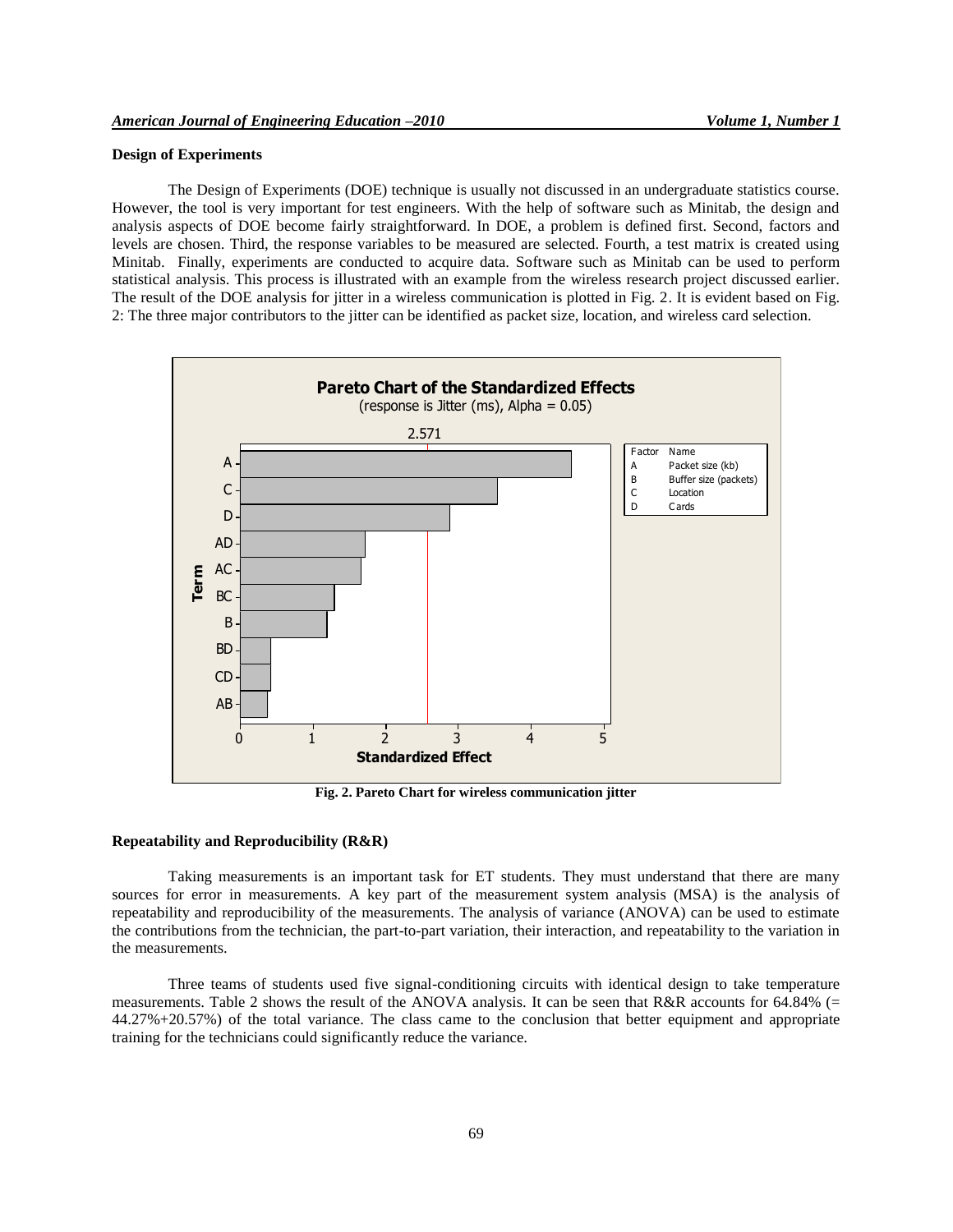## Design of Experiments

The Design of Experiments (DOE) technique is usually not discussed in an undergraduate statistics course. However, the tool is very important for test engineers. With the help of software such as Minitab, the design and analysis aspects of DOE become fairly straightforward. In DOE, a problem is defined first. Second, factors and levels are chosen. Third, the response variables to be measured are selected. Fourth, a test matrix is created using Minitab. Finally, experiments are conducted to acquire data. Software such as Minitab can be used to perform statistical analysis. This process is illustrated with an example from the wireless research project discussed earlier. The result of the DOE analysis for jitter in a wireless communication is plotted in Fig. 2. It is evident based on Fig. 2: The three major contributors to the jitter can be identified as packet size, location, and wireless card selection.

**Fig. 2. Pareto Chart for wireless communication jitter**

## Repeatability and Reproducibility (R&R)

Taking measurements is an important task for ET students. They must understand that there are many sources for error in measurements. A key part of the measurement system analysis (MSA) is the analysis of repeatability and reproducibility of the measurements. The analysis of variance (ANOVA) can be used to estimate the contributions from the technician, the part-to-part variation, their interaction, and repeatability to the variation in the measurements.

Three teams of students used five signal-conditioning circuits with identical design to take temperature measurements. Table 2 shows the result of the ANOVA analysis. It can be seen that R&R accounts for 64.84% (= 44.27%+20.57%) of the total variance. The class came to the conclusion that better equipment and appropriate training for the technicians could significantly reduce the variance.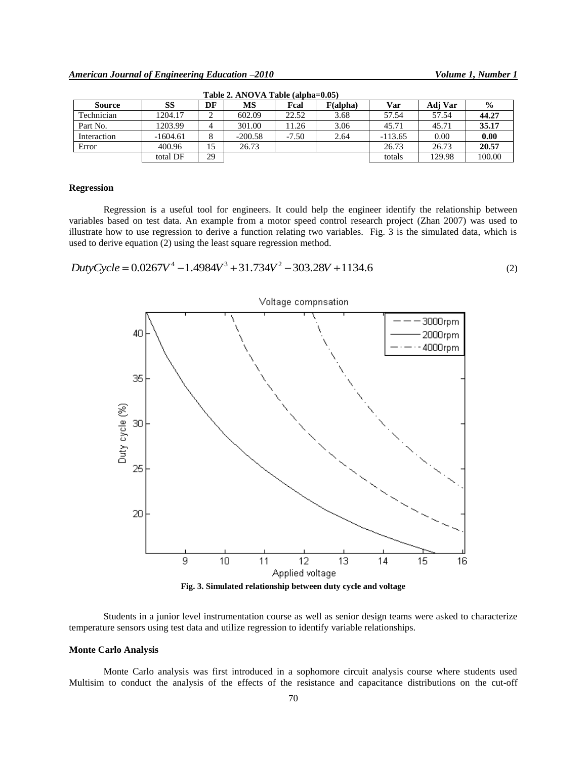Table 2. ANOVA Table (alpha=0.05)

| Source | SS | DF | MS | Fcal | F(alpha) | Var | Adj Var | % |
|---|---|---|---|---|---|---|---|---|
| Technician | 1204.17 | 2 | 602.09 | 22.52 | 3.68 | 57.54 | 57.54 | **44.27** |
| Part No. | 1203.99 | 4 | 301.00 | 11.26 | 3.06 | 45.71 | 45.71 | **35.17** |
| Interaction | -1604.61 | 8 | -200.58 | -7.50 | 2.64 | -113.65 | 0.00 | **0.00** |
| Error | 400.96 | 15 | 26.73 | | | 26.73 | 26.73 | **20.57** |
| | total DF | 29 | | | | totals | 129.98 | 100.00 |

**Regression**

Regression is a useful tool for engineers. It could help the engineer identify the relationship between variables based on test data. An example from a motor speed control research project (Zhan 2007) was used to illustrate how to use regression to derive a function relating two variables. Fig. 3 is the simulated data, which is used to derive equation (2) using the least square regression method.

$$DutyCycle = 0.0267V^4 - 1.4984V^3 + 31.734V^2 - 303.28V + 1134.6 \quad (2)$$

**Fig. 3. Simulated relationship between duty cycle and voltage**

Students in a junior level instrumentation course as well as senior design teams were asked to characterize temperature sensors using test data and utilize regression to identify variable relationships.

**Monte Carlo Analysis**

Monte Carlo analysis was first introduced in a sophomore circuit analysis course where students used Multisim to conduct the analysis of the effects of the resistance and capacitance distributions on the cut-off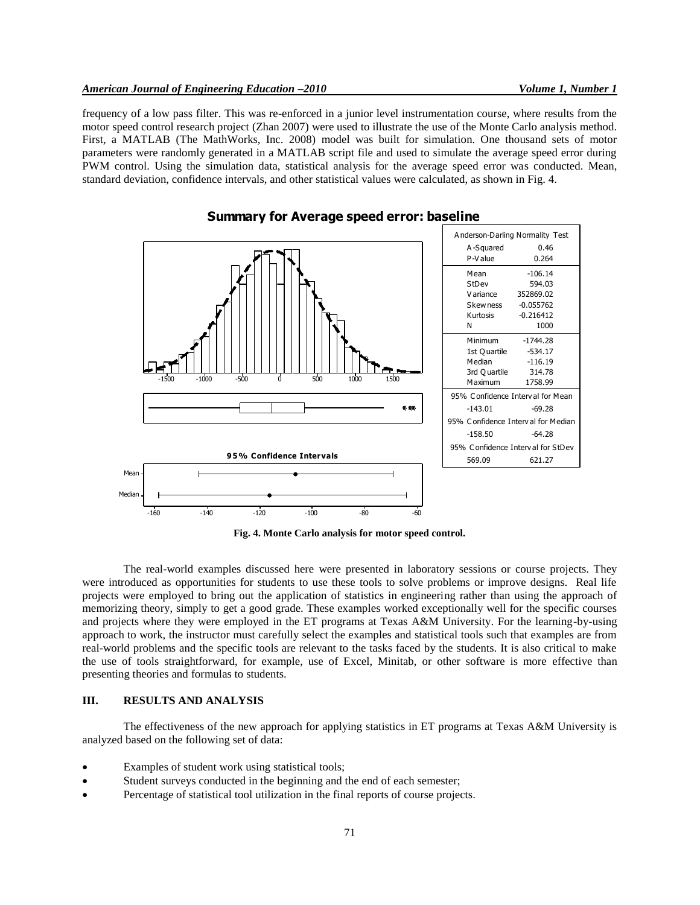frequency of a low pass filter. This was re-enforced in a junior level instrumentation course, where results from the motor speed control research project (Zhan 2007) were used to illustrate the use of the Monte Carlo analysis method. First, a MATLAB (The MathWorks, Inc. 2008) model was built for simulation. One thousand sets of motor parameters were randomly generated in a MATLAB script file and used to simulate the average speed error during PWM control. Using the simulation data, statistical analysis for the average speed error was conducted. Mean, standard deviation, confidence intervals, and other statistical values were calculated, as shown in Fig. 4.

**Summary for Average speed error: baseline**

| Anderson-Darling Normality Test | |
|---|---|
| A-Squared | 0.46 |
| P-Value | 0.264 |
| Mean | -106.14 |
| StDev | 594.03 |
| Variance | 352869.02 |
| Skewness | -0.055762 |
| Kurtosis | -0.216412 |
| N | 1000 |
| Minimum | -1744.28 |
| 1st Quartile | -534.17 |
| Median | -116.19 |
| 3rd Quartile | 314.78 |
| Maximum | 1758.99 |
| 95% Confidence Interval for Mean | |
| -143.01 | -69.28 |
| 95% Confidence Interval for Median | |
| -158.50 | -64.28 |
| 95% Confidence Interval for StDev | |
| 569.09 | 621.27 |

**Fig. 4. Monte Carlo analysis for motor speed control.**

The real-world examples discussed here were presented in laboratory sessions or course projects. They were introduced as opportunities for students to use these tools to solve problems or improve designs. Real life projects were employed to bring out the application of statistics in engineering rather than using the approach of memorizing theory, simply to get a good grade. These examples worked exceptionally well for the specific courses and projects where they were employed in the ET programs at Texas A&M University. For the learning-by-using approach to work, the instructor must carefully select the examples and statistical tools such that examples are from real-world problems and the specific tools are relevant to the tasks faced by the students. It is also critical to make the use of tools straightforward, for example, use of Excel, Minitab, or other software is more effective than presenting theories and formulas to students.

## III. RESULTS AND ANALYSIS

The effectiveness of the new approach for applying statistics in ET programs at Texas A&M University is analyzed based on the following set of data:

- Examples of student work using statistical tools;
- Student surveys conducted in the beginning and the end of each semester;
- Percentage of statistical tool utilization in the final reports of course projects.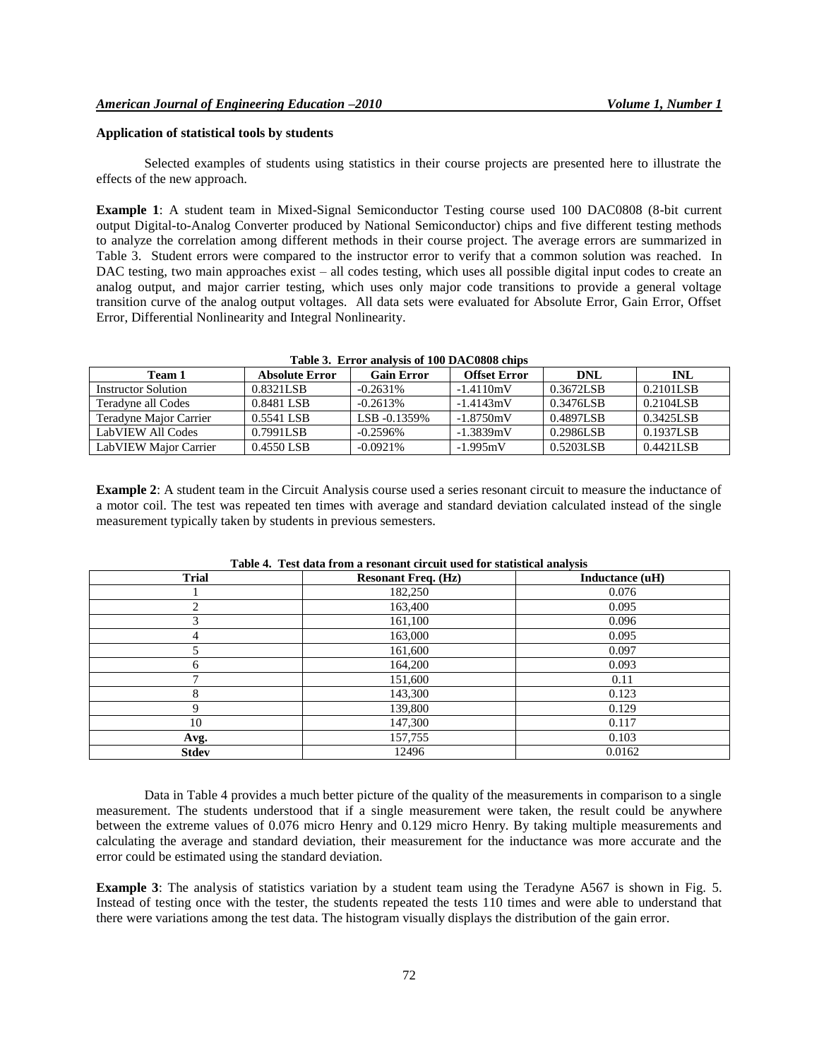### Application of statistical tools by students

Selected examples of students using statistics in their course projects are presented here to illustrate the effects of the new approach.

**Example 1**: A student team in Mixed-Signal Semiconductor Testing course used 100 DAC0808 (8-bit current output Digital-to-Analog Converter produced by National Semiconductor) chips and five different testing methods to analyze the correlation among different methods in their course project. The average errors are summarized in Table 3. Student errors were compared to the instructor error to verify that a common solution was reached. In DAC testing, two main approaches exist – all codes testing, which uses all possible digital input codes to create an analog output, and major carrier testing, which uses only major code transitions to provide a general voltage transition curve of the analog output voltages. All data sets were evaluated for Absolute Error, Gain Error, Offset Error, Differential Nonlinearity and Integral Nonlinearity.

**Table 3. Error analysis of 100 DAC0808 chips**

| Team 1 | Absolute Error | Gain Error | Offset Error | DNL | INL |
|---|---|---|---|---|---|
| Instructor Solution | 0.8321LSB | -0.2631% | -1.4110mV | 0.3672LSB | 0.2101LSB |
| Teradyne all Codes | 0.8481 LSB | -0.2613% | -1.4143mV | 0.3476LSB | 0.2104LSB |
| Teradyne Major Carrier | 0.5541 LSB | LSB -0.1359% | -1.8750mV | 0.4897LSB | 0.3425LSB |
| LabVIEW All Codes | 0.7991LSB | -0.2596% | -1.3839mV | 0.2986LSB | 0.1937LSB |
| LabVIEW Major Carrier | 0.4550 LSB | -0.0921% | -1.995mV | 0.5203LSB | 0.4421LSB |

**Example 2**: A student team in the Circuit Analysis course used a series resonant circuit to measure the inductance of a motor coil. The test was repeated ten times with average and standard deviation calculated instead of the single measurement typically taken by students in previous semesters.

**Table 4. Test data from a resonant circuit used for statistical analysis**

| Trial | Resonant Freq. (Hz) | Inductance (uH) |
|---|---|---|
| 1 | 182,250 | 0.076 |
| 2 | 163,400 | 0.095 |
| 3 | 161,100 | 0.096 |
| 4 | 163,000 | 0.095 |
| 5 | 161,600 | 0.097 |
| 6 | 164,200 | 0.093 |
| 7 | 151,600 | 0.11 |
| 8 | 143,300 | 0.123 |
| 9 | 139,800 | 0.129 |
| 10 | 147,300 | 0.117 |
| **Avg.** | 157,755 | 0.103 |
| **Stdev** | 12496 | 0.0162 |

Data in Table 4 provides a much better picture of the quality of the measurements in comparison to a single measurement. The students understood that if a single measurement were taken, the result could be anywhere between the extreme values of 0.076 micro Henry and 0.129 micro Henry. By taking multiple measurements and calculating the average and standard deviation, their measurement for the inductance was more accurate and the error could be estimated using the standard deviation.

**Example 3**: The analysis of statistics variation by a student team using the Teradyne A567 is shown in Fig. 5. Instead of testing once with the tester, the students repeated the tests 110 times and were able to understand that there were variations among the test data. The histogram visually displays the distribution of the gain error.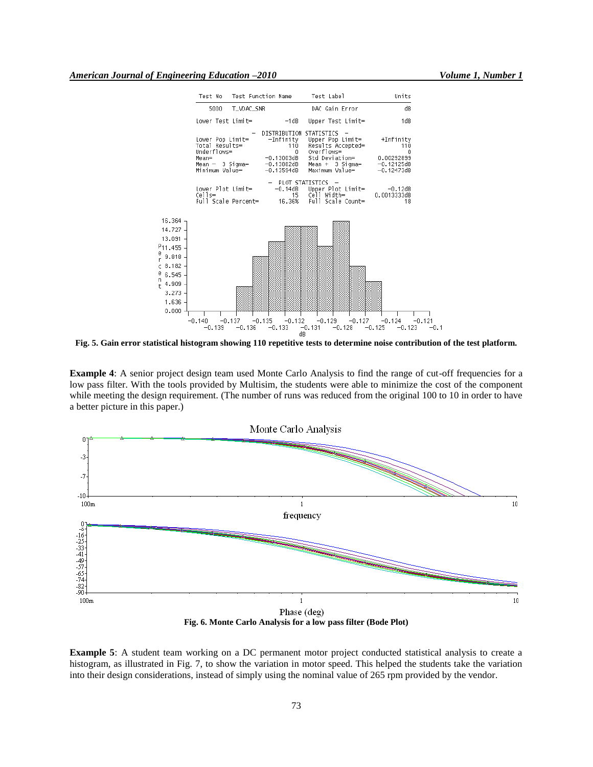Fig. 5. Gain error statistical histogram showing 110 repetitive tests to determine noise contribution of the test platform.

**Example 4**: A senior project design team used Monte Carlo Analysis to find the range of cut-off frequencies for a low pass filter. With the tools provided by Multisim, the students were able to minimize the cost of the component while meeting the design requirement. (The number of runs was reduced from the original 100 to 10 in order to have a better picture in this paper.)

**Fig. 6. Monte Carlo Analysis for a low pass filter (Bode Plot)**

**Example 5**: A student team working on a DC permanent motor project conducted statistical analysis to create a histogram, as illustrated in Fig. 7, to show the variation in motor speed. This helped the students take the variation into their design considerations, instead of simply using the nominal value of 265 rpm provided by the vendor.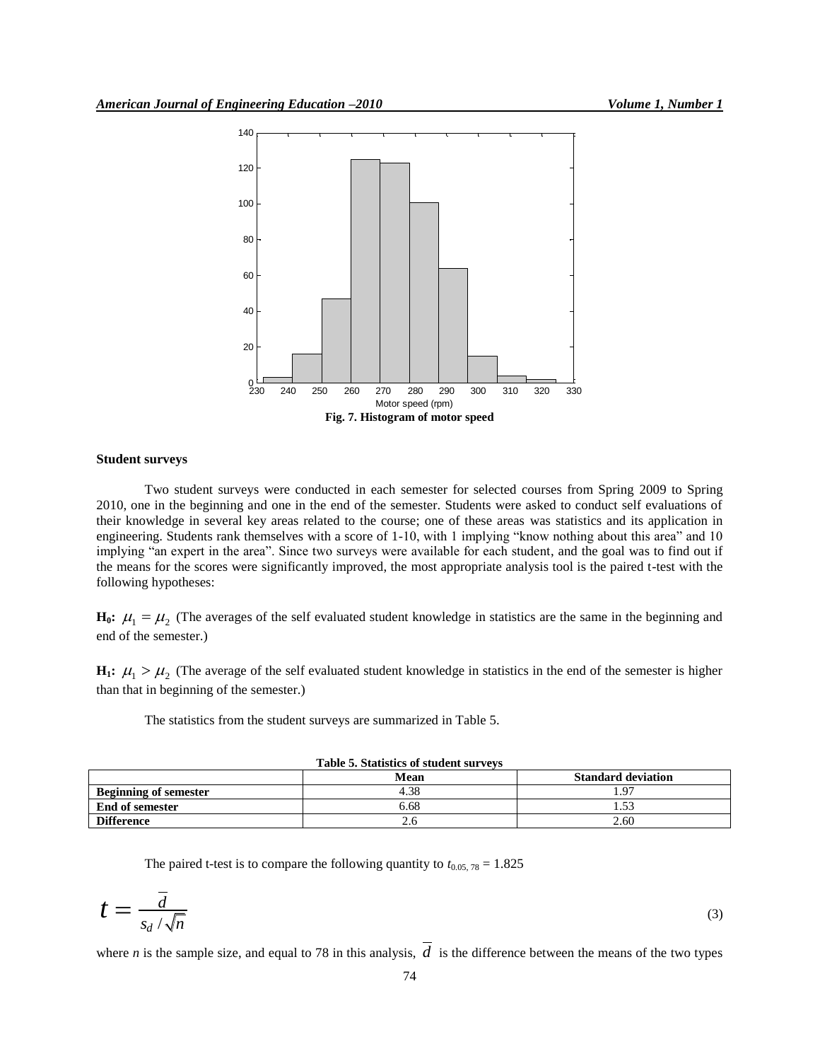Fig. 7. Histogram of motor speed

### Student surveys

Two student surveys were conducted in each semester for selected courses from Spring 2009 to Spring 2010, one in the beginning and one in the end of the semester. Students were asked to conduct self evaluations of their knowledge in several key areas related to the course; one of these areas was statistics and its application in engineering. Students rank themselves with a score of 1-10, with 1 implying "know nothing about this area" and 10 implying "an expert in the area". Since two surveys were available for each student, and the goal was to find out if the means for the scores were significantly improved, the most appropriate analysis tool is the paired t-test with the following hypotheses:

**H$_0$:** $\mu_1 = \mu_2$ (The averages of the self evaluated student knowledge in statistics are the same in the beginning and end of the semester.)

**H$_1$:** $\mu_1 > \mu_2$ (The average of the self evaluated student knowledge in statistics in the end of the semester is higher than that in beginning of the semester.)

The statistics from the student surveys are summarized in Table 5.

**Table 5. Statistics of student surveys**

| | Mean | Standard deviation |
|---|---|---|
| **Beginning of semester** | 4.38 | 1.97 |
| **End of semester** | 6.68 | 1.53 |
| **Difference** | 2.6 | 2.60 |

The paired t-test is to compare the following quantity to $t_{0.05,\,78} = 1.825$

$$t = \frac{\overline{d}}{s_d / \sqrt{n}} \tag{3}$$

where $n$ is the sample size, and equal to 78 in this analysis, $\overline{d}$ is the difference between the means of the two types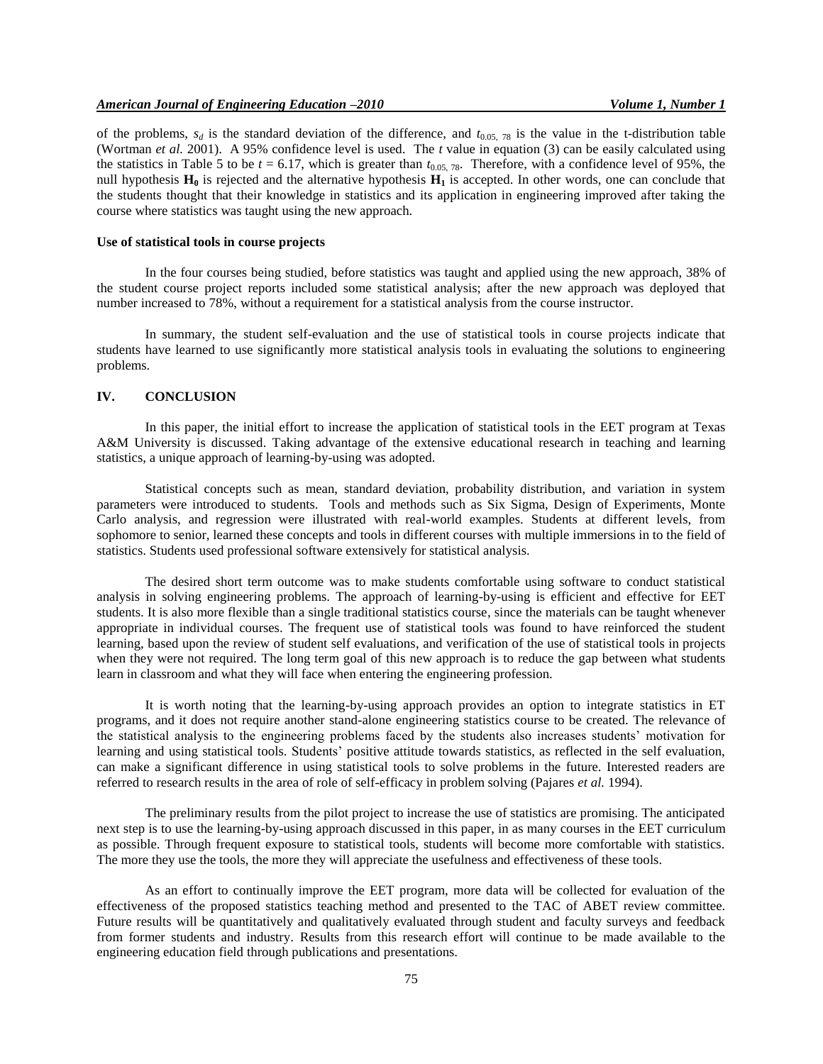of the problems, $s_d$ is the standard deviation of the difference, and $t_{0.05,\ 78}$ is the value in the t-distribution table (Wortman *et al.* 2001). A 95% confidence level is used. The *t* value in equation (3) can be easily calculated using the statistics in Table 5 to be $t = 6.17$, which is greater than $t_{0.05,\ 78}$. Therefore, with a confidence level of 95%, the null hypothesis $\mathbf{H_0}$ is rejected and the alternative hypothesis $\mathbf{H_1}$ is accepted. In other words, one can conclude that the students thought that their knowledge in statistics and its application in engineering improved after taking the course where statistics was taught using the new approach.

**Use of statistical tools in course projects**

In the four courses being studied, before statistics was taught and applied using the new approach, 38% of the student course project reports included some statistical analysis; after the new approach was deployed that number increased to 78%, without a requirement for a statistical analysis from the course instructor.

In summary, the student self-evaluation and the use of statistical tools in course projects indicate that students have learned to use significantly more statistical analysis tools in evaluating the solutions to engineering problems.

## IV. CONCLUSION

In this paper, the initial effort to increase the application of statistical tools in the EET program at Texas A&M University is discussed. Taking advantage of the extensive educational research in teaching and learning statistics, a unique approach of learning-by-using was adopted.

Statistical concepts such as mean, standard deviation, probability distribution, and variation in system parameters were introduced to students. Tools and methods such as Six Sigma, Design of Experiments, Monte Carlo analysis, and regression were illustrated with real-world examples. Students at different levels, from sophomore to senior, learned these concepts and tools in different courses with multiple immersions in to the field of statistics. Students used professional software extensively for statistical analysis.

The desired short term outcome was to make students comfortable using software to conduct statistical analysis in solving engineering problems. The approach of learning-by-using is efficient and effective for EET students. It is also more flexible than a single traditional statistics course, since the materials can be taught whenever appropriate in individual courses. The frequent use of statistical tools was found to have reinforced the student learning, based upon the review of student self evaluations, and verification of the use of statistical tools in projects when they were not required. The long term goal of this new approach is to reduce the gap between what students learn in classroom and what they will face when entering the engineering profession.

It is worth noting that the learning-by-using approach provides an option to integrate statistics in ET programs, and it does not require another stand-alone engineering statistics course to be created. The relevance of the statistical analysis to the engineering problems faced by the students also increases students' motivation for learning and using statistical tools. Students' positive attitude towards statistics, as reflected in the self evaluation, can make a significant difference in using statistical tools to solve problems in the future. Interested readers are referred to research results in the area of role of self-efficacy in problem solving (Pajares *et al.* 1994).

The preliminary results from the pilot project to increase the use of statistics are promising. The anticipated next step is to use the learning-by-using approach discussed in this paper, in as many courses in the EET curriculum as possible. Through frequent exposure to statistical tools, students will become more comfortable with statistics. The more they use the tools, the more they will appreciate the usefulness and effectiveness of these tools.

As an effort to continually improve the EET program, more data will be collected for evaluation of the effectiveness of the proposed statistics teaching method and presented to the TAC of ABET review committee. Future results will be quantitatively and qualitatively evaluated through student and faculty surveys and feedback from former students and industry. Results from this research effort will continue to be made available to the engineering education field through publications and presentations.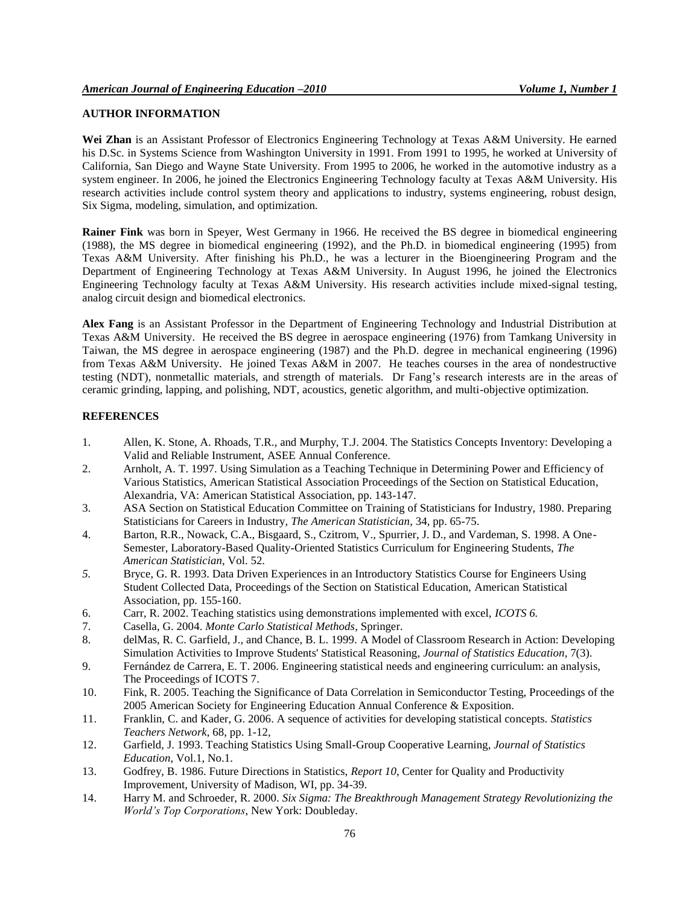## AUTHOR INFORMATION

**Wei Zhan** is an Assistant Professor of Electronics Engineering Technology at Texas A&M University. He earned his D.Sc. in Systems Science from Washington University in 1991. From 1991 to 1995, he worked at University of California, San Diego and Wayne State University. From 1995 to 2006, he worked in the automotive industry as a system engineer. In 2006, he joined the Electronics Engineering Technology faculty at Texas A&M University. His research activities include control system theory and applications to industry, systems engineering, robust design, Six Sigma, modeling, simulation, and optimization.

**Rainer Fink** was born in Speyer, West Germany in 1966. He received the BS degree in biomedical engineering (1988), the MS degree in biomedical engineering (1992), and the Ph.D. in biomedical engineering (1995) from Texas A&M University. After finishing his Ph.D., he was a lecturer in the Bioengineering Program and the Department of Engineering Technology at Texas A&M University. In August 1996, he joined the Electronics Engineering Technology faculty at Texas A&M University. His research activities include mixed-signal testing, analog circuit design and biomedical electronics.

**Alex Fang** is an Assistant Professor in the Department of Engineering Technology and Industrial Distribution at Texas A&M University. He received the BS degree in aerospace engineering (1976) from Tamkang University in Taiwan, the MS degree in aerospace engineering (1987) and the Ph.D. degree in mechanical engineering (1996) from Texas A&M University. He joined Texas A&M in 2007. He teaches courses in the area of nondestructive testing (NDT), nonmetallic materials, and strength of materials. Dr Fang's research interests are in the areas of ceramic grinding, lapping, and polishing, NDT, acoustics, genetic algorithm, and multi-objective optimization.

## REFERENCES

1. Allen, K. Stone, A. Rhoads, T.R., and Murphy, T.J. 2004. The Statistics Concepts Inventory: Developing a Valid and Reliable Instrument, ASEE Annual Conference.
2. Arnholt, A. T. 1997. Using Simulation as a Teaching Technique in Determining Power and Efficiency of Various Statistics, American Statistical Association Proceedings of the Section on Statistical Education, Alexandria, VA: American Statistical Association, pp. 143-147.
3. ASA Section on Statistical Education Committee on Training of Statisticians for Industry, 1980. Preparing Statisticians for Careers in Industry, *The American Statistician*, 34, pp. 65-75.
4. Barton, R.R., Nowack, C.A., Bisgaard, S., Czitrom, V., Spurrier, J. D., and Vardeman, S. 1998. A One-Semester, Laboratory-Based Quality-Oriented Statistics Curriculum for Engineering Students, *The American Statistician*, Vol. 52.
5. Bryce, G. R. 1993. Data Driven Experiences in an Introductory Statistics Course for Engineers Using Student Collected Data, Proceedings of the Section on Statistical Education, American Statistical Association, pp. 155-160.
6. Carr, R. 2002. Teaching statistics using demonstrations implemented with excel, *ICOTS 6.*
7. Casella, G. 2004. *Monte Carlo Statistical Methods*, Springer.
8. delMas, R. C. Garfield, J., and Chance, B. L. 1999. A Model of Classroom Research in Action: Developing Simulation Activities to Improve Students' Statistical Reasoning, *Journal of Statistics Education*, 7(3).
9. Fernández de Carrera, E. T. 2006. Engineering statistical needs and engineering curriculum: an analysis, The Proceedings of ICOTS 7.
10. Fink, R. 2005. Teaching the Significance of Data Correlation in Semiconductor Testing, Proceedings of the 2005 American Society for Engineering Education Annual Conference & Exposition.
11. Franklin, C. and Kader, G. 2006. A sequence of activities for developing statistical concepts. *Statistics Teachers Network*, 68, pp. 1-12,
12. Garfield, J. 1993. Teaching Statistics Using Small-Group Cooperative Learning, *Journal of Statistics Education*, Vol.1, No.1.
13. Godfrey, B. 1986. Future Directions in Statistics, *Report 10*, Center for Quality and Productivity Improvement, University of Madison, WI, pp. 34-39.
14. Harry M. and Schroeder, R. 2000. *Six Sigma: The Breakthrough Management Strategy Revolutionizing the World's Top Corporations*, New York: Doubleday.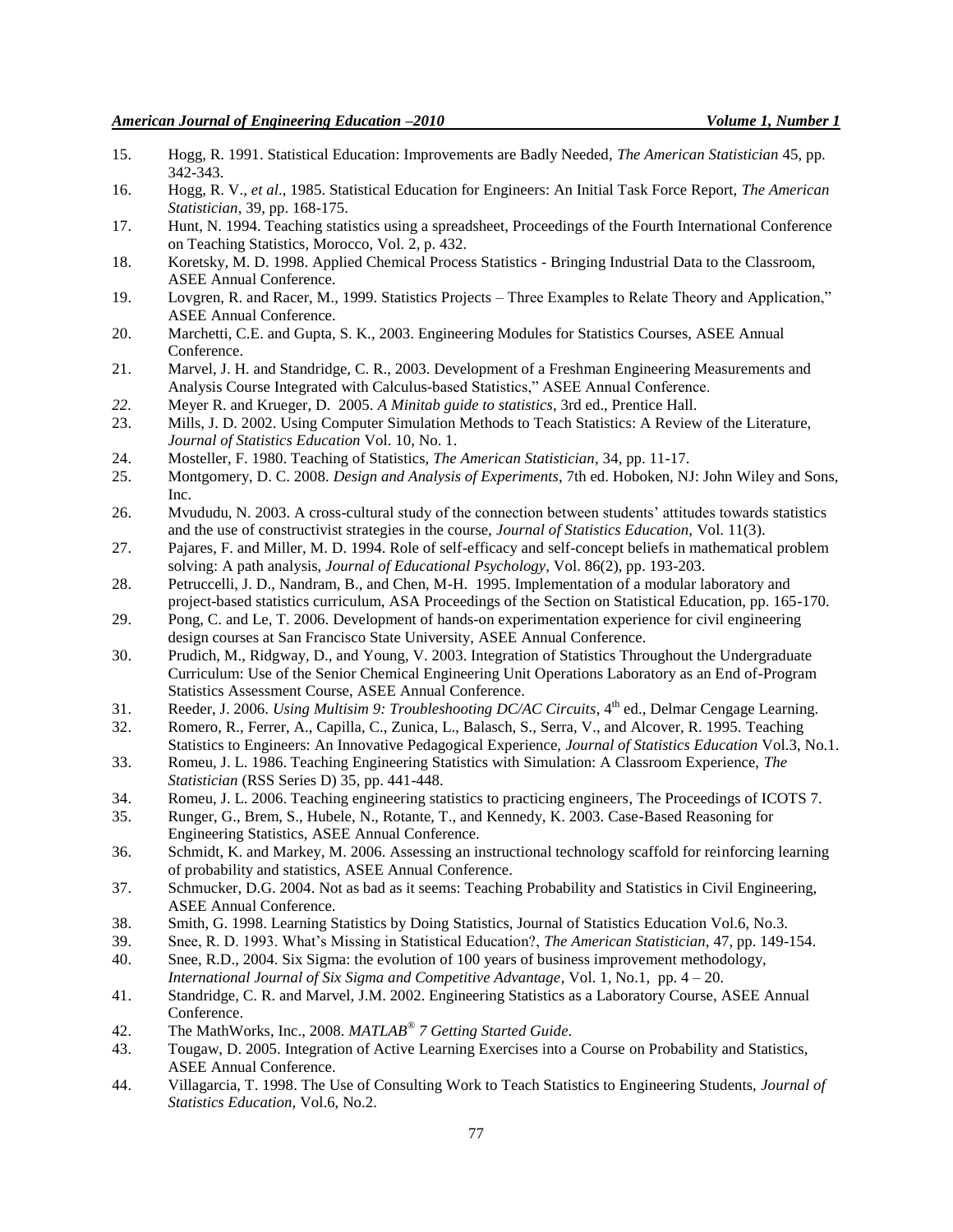15. Hogg, R. 1991. Statistical Education: Improvements are Badly Needed, *The American Statistician* 45, pp. 342-343.
16. Hogg, R. V., *et al*., 1985. Statistical Education for Engineers: An Initial Task Force Report, *The American Statistician*, 39, pp. 168-175.
17. Hunt, N. 1994. Teaching statistics using a spreadsheet, Proceedings of the Fourth International Conference on Teaching Statistics, Morocco, Vol. 2, p. 432.
18. Koretsky, M. D. 1998. Applied Chemical Process Statistics - Bringing Industrial Data to the Classroom, ASEE Annual Conference.
19. Lovgren, R. and Racer, M., 1999. Statistics Projects – Three Examples to Relate Theory and Application," ASEE Annual Conference.
20. Marchetti, C.E. and Gupta, S. K., 2003. Engineering Modules for Statistics Courses, ASEE Annual Conference.
21. Marvel, J. H. and Standridge, C. R., 2003. Development of a Freshman Engineering Measurements and Analysis Course Integrated with Calculus-based Statistics," ASEE Annual Conference.
22. Meyer R. and Krueger, D. 2005. *A Minitab guide to statistics*, 3rd ed., Prentice Hall.
23. Mills, J. D. 2002. Using Computer Simulation Methods to Teach Statistics: A Review of the Literature, *Journal of Statistics Education* Vol. 10, No. 1.
24. Mosteller, F. 1980. Teaching of Statistics, *The American Statistician*, 34, pp. 11-17.
25. Montgomery, D. C. 2008. *Design and Analysis of Experiments*, 7th ed. Hoboken, NJ: John Wiley and Sons, Inc.
26. Mvududu, N. 2003. A cross-cultural study of the connection between students' attitudes towards statistics and the use of constructivist strategies in the course, *Journal of Statistics Education,* Vol. 11(3).
27. Pajares, F. and Miller, M. D. 1994. Role of self-efficacy and self-concept beliefs in mathematical problem solving: A path analysis, *Journal of Educational Psychology*, Vol. 86(2), pp. 193-203.
28. Petruccelli, J. D., Nandram, B., and Chen, M-H. 1995. Implementation of a modular laboratory and project-based statistics curriculum, ASA Proceedings of the Section on Statistical Education, pp. 165-170.
29. Pong, C. and Le, T. 2006. Development of hands-on experimentation experience for civil engineering design courses at San Francisco State University, ASEE Annual Conference.
30. Prudich, M., Ridgway, D., and Young, V. 2003. Integration of Statistics Throughout the Undergraduate Curriculum: Use of the Senior Chemical Engineering Unit Operations Laboratory as an End of-Program Statistics Assessment Course, ASEE Annual Conference.
31. Reeder, J. 2006. *Using Multisim 9: Troubleshooting DC/AC Circuits*, 4th ed., Delmar Cengage Learning.
32. Romero, R., Ferrer, A., Capilla, C., Zunica, L., Balasch, S., Serra, V., and Alcover, R. 1995. Teaching Statistics to Engineers: An Innovative Pedagogical Experience, *Journal of Statistics Education* Vol.3, No.1.
33. Romeu, J. L. 1986. Teaching Engineering Statistics with Simulation: A Classroom Experience, *The Statistician* (RSS Series D) 35, pp. 441-448.
34. Romeu, J. L. 2006. Teaching engineering statistics to practicing engineers, The Proceedings of ICOTS 7.
35. Runger, G., Brem, S., Hubele, N., Rotante, T., and Kennedy, K. 2003. Case-Based Reasoning for Engineering Statistics, ASEE Annual Conference.
36. Schmidt, K. and Markey, M. 2006. Assessing an instructional technology scaffold for reinforcing learning of probability and statistics, ASEE Annual Conference.
37. Schmucker, D.G. 2004. Not as bad as it seems: Teaching Probability and Statistics in Civil Engineering, ASEE Annual Conference.
38. Smith, G. 1998. Learning Statistics by Doing Statistics, Journal of Statistics Education Vol.6, No.3.
39. Snee, R. D. 1993. What's Missing in Statistical Education?, *The American Statistician*, 47, pp. 149-154.
40. Snee, R.D., 2004. Six Sigma: the evolution of 100 years of business improvement methodology, *International Journal of Six Sigma and Competitive Advantage*, Vol. 1, No.1, pp. 4 – 20.
41. Standridge, C. R. and Marvel, J.M. 2002. Engineering Statistics as a Laboratory Course, ASEE Annual Conference.
42. The MathWorks, Inc., 2008. *MATLAB® 7 Getting Started Guide*.
43. Tougaw, D. 2005. Integration of Active Learning Exercises into a Course on Probability and Statistics, ASEE Annual Conference.
44. Villagarcia, T. 1998. The Use of Consulting Work to Teach Statistics to Engineering Students, *Journal of Statistics Education,* Vol.6, No.2.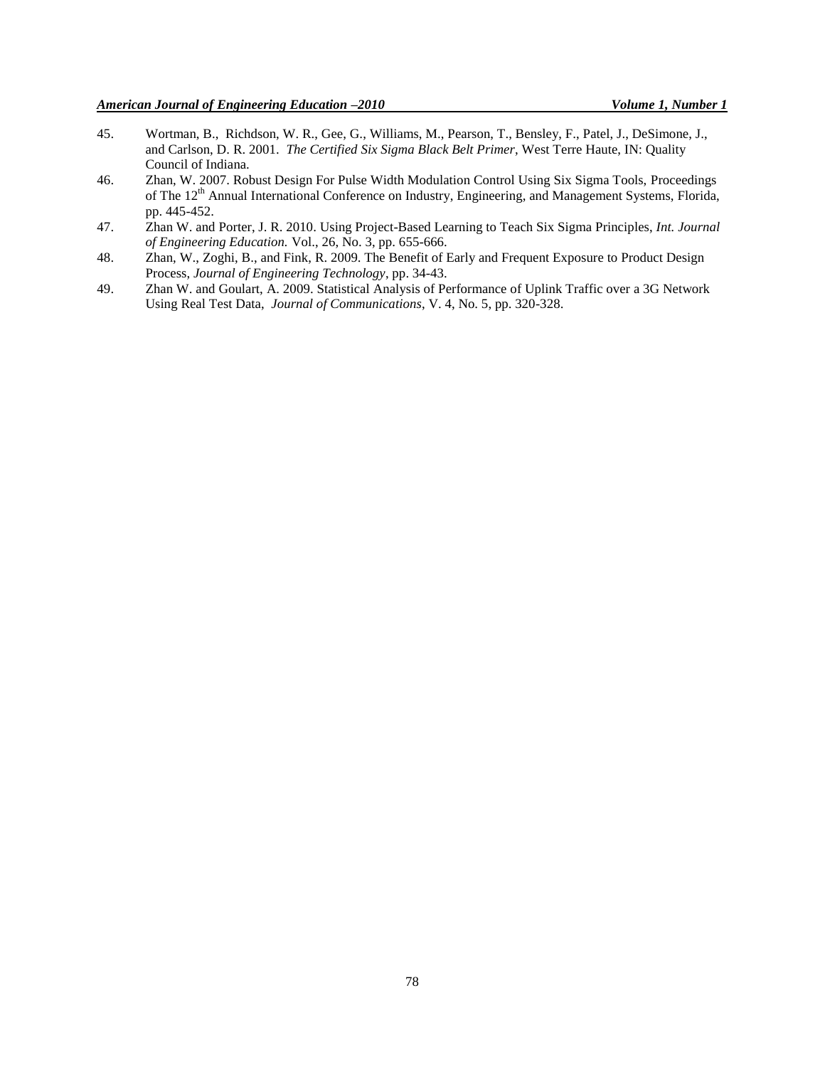45. Wortman, B., Richdson, W. R., Gee, G., Williams, M., Pearson, T., Bensley, F., Patel, J., DeSimone, J., and Carlson, D. R. 2001. *The Certified Six Sigma Black Belt Primer*, West Terre Haute, IN: Quality Council of Indiana.
46. Zhan, W. 2007. Robust Design For Pulse Width Modulation Control Using Six Sigma Tools, Proceedings of The 12th Annual International Conference on Industry, Engineering, and Management Systems, Florida, pp. 445-452.
47. Zhan W. and Porter, J. R. 2010. Using Project-Based Learning to Teach Six Sigma Principles, *Int. Journal of Engineering Education.* Vol., 26, No. 3, pp. 655-666.
48. Zhan, W., Zoghi, B., and Fink, R. 2009. The Benefit of Early and Frequent Exposure to Product Design Process, *Journal of Engineering Technology*, pp. 34-43.
49. Zhan W. and Goulart, A. 2009. Statistical Analysis of Performance of Uplink Traffic over a 3G Network Using Real Test Data, *Journal of Communications*, V. 4, No. 5, pp. 320-328.